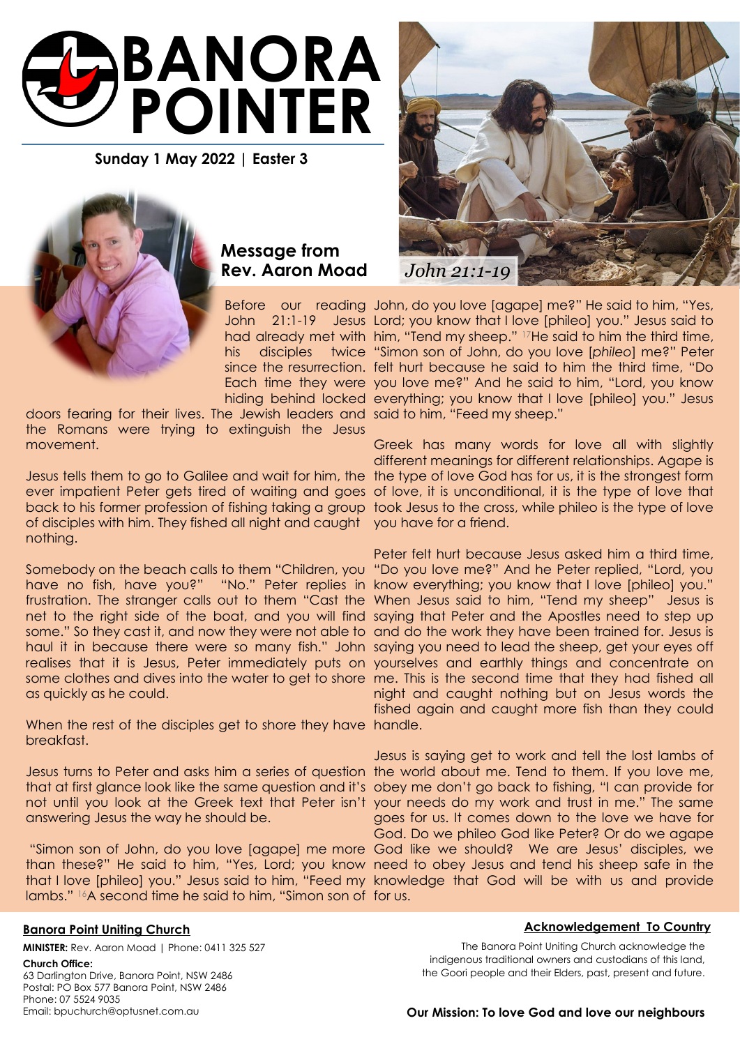# BANORA POINTER

**Sunday 1 May 2022 | Easter 3**

## Message from Rev. Aaron Moad

*John 21:1-19*

Before our reading John 21:1-19 Jesus had already met with his disciples twice since the resurrection. Each time they were hiding behind locked doors fearing for their lives. The Jewish leaders and the Romans were trying to extinguish the Jesus movement.

Jesus tells them to go to Galilee and wait for him, the ever impatient Peter gets tired of waiting and goes back to his former profession of fishing taking a group of disciples with him. They fished all night and caught nothing.

Somebody on the beach calls to them "Children, you have no fish, have you?" "No." Peter replies in frustration. The stranger calls out to them "Cast the net to the right side of the boat, and you will find some." So they cast it, and now they were not able to haul it in because there were so many fish." John realises that it is Jesus, Peter immediately puts on some clothes and dives into the water to get to shore as quickly as he could.

When the rest of the disciples get to shore they have breakfast.

Jesus turns to Peter and asks him a series of question that at first glance look like the same question and it's not until you look at the Greek text that Peter isn't answering Jesus the way he should be.

"Simon son of John, do you love [agape] me more than these?" He said to him, "Yes, Lord; you know that I love [phileo] you." Jesus said to him, "Feed my lambs." [16]A second time he said to him, "Simon son of John, do you love [agape] me?" He said to him, "Yes, Lord; you know that I love [phileo] you." Jesus said to him, "Tend my sheep." [17]He said to him the third time, "Simon son of John, do you love [*phileo*] me?" Peter felt hurt because he said to him the third time, "Do you love me?" And he said to him, "Lord, you know everything; you know that I love [phileo] you." Jesus said to him, "Feed my sheep."

Greek has many words for love all with slightly different meanings for different relationships. Agape is the type of love God has for us, it is the strongest form of love, it is unconditional, it is the type of love that took Jesus to the cross, while phileo is the type of love you have for a friend.

Peter felt hurt because Jesus asked him a third time, "Do you love me?" And he Peter replied, "Lord, you know everything; you know that I love [phileo] you." When Jesus said to him, "Tend my sheep" Jesus is saying that Peter and the Apostles need to step up and do the work they have been trained for. Jesus is saying you need to lead the sheep, get your eyes off yourselves and earthly things and concentrate on me. This is the second time that they had fished all night and caught nothing but on Jesus words the fished again and caught more fish than they could handle.

Jesus is saying get to work and tell the lost lambs of the world about me. Tend to them. If you love me, obey me don't go back to fishing, "I can provide for your needs do my work and trust in me." The same goes for us. It comes down to the love we have for God. Do we phileo God like Peter? Or do we agape God like we should? We are Jesus' disciples, we need to obey Jesus and tend his sheep safe in the knowledge that God will be with us and provide for us.

**Banora Point Uniting Church**

**MINISTER:** Rev. Aaron Moad | Phone: 0411 325 527

**Church Office:**
63 Darlington Drive, Banora Point, NSW 2486
Postal: PO Box 577 Banora Point, NSW 2486
Phone: 07 5524 9035
Email: bpuchurch@optusnet.com.au

**Acknowledgement To Country**

The Banora Point Uniting Church acknowledge the indigenous traditional owners and custodians of this land, the Goori people and their Elders, past, present and future.

**Our Mission: To love God and love our neighbours**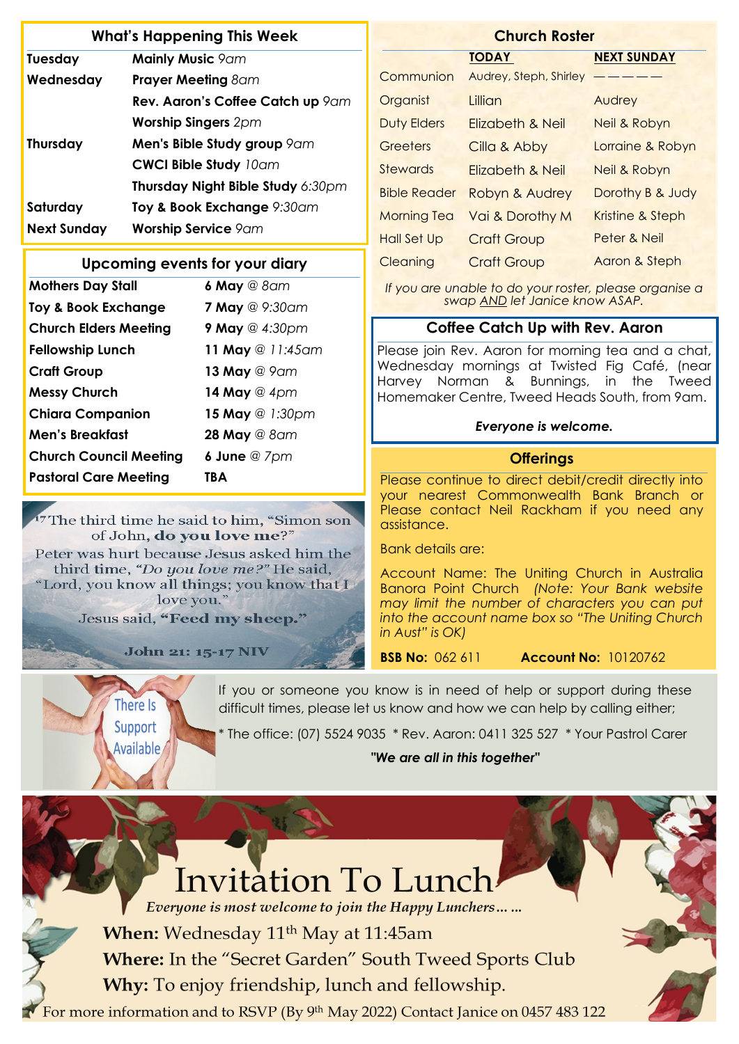## What's Happening This Week

| | | |
|---|---|---|
| **Tuesday** | **Mainly Music** *9am* |
| **Wednesday** | **Prayer Meeting** *8am* |
| | **Rev. Aaron's Coffee Catch up** *9am* |
| | **Worship Singers** *2pm* |
| **Thursday** | **Men's Bible Study group** *9am* |
| | **CWCI Bible Study** *10am* |
| | **Thursday Night Bible Study** *6:30pm* |
| **Saturday** | **Toy & Book Exchange** *9:30am* |
| **Next Sunday** | **Worship Service** *9am* |

## Upcoming events for your diary

| | |
|---|---|
| **Mothers Day Stall** | **6 May** @ *8am* |
| **Toy & Book Exchange** | **7 May** @ *9:30am* |
| **Church Elders Meeting** | **9 May** @ *4:30pm* |
| **Fellowship Lunch** | **11 May** @ *11:45am* |
| **Craft Group** | **13 May** @ *9am* |
| **Messy Church** | **14 May** @ *4pm* |
| **Chiara Companion** | **15 May** @ *1:30pm* |
| **Men's Breakfast** | **28 May** @ *8am* |
| **Church Council Meeting** | **6 June** @ *7pm* |
| **Pastoral Care Meeting** | **TBA** |

[17] The third time he said to him, "Simon son of John, **do you love me**?"
Peter was hurt because Jesus asked him the third time, *"Do you love me?"* He said, "Lord, you know all things; you know that I love you."
Jesus said, **"Feed my sheep."**

**John 21: 15-17 NIV**

## Church Roster

| | **TODAY** | **NEXT SUNDAY** |
|---|---|---|
| Communion | Audrey, Steph, Shirley | ————— |
| Organist | Lillian | Audrey |
| Duty Elders | Elizabeth & Neil | Neil & Robyn |
| Greeters | Cilla & Abby | Lorraine & Robyn |
| Stewards | Elizabeth & Neil | Neil & Robyn |
| Bible Reader | Robyn & Audrey | Dorothy B & Judy |
| Morning Tea | Vai & Dorothy M | Kristine & Steph |
| Hall Set Up | Craft Group | Peter & Neil |
| Cleaning | Craft Group | Aaron & Steph |

*If you are unable to do your roster, please organise a swap AND let Janice know ASAP.*

## Coffee Catch Up with Rev. Aaron

Please join Rev. Aaron for morning tea and a chat, Wednesday mornings at Twisted Fig Café, (near Harvey Norman & Bunnings, in the Tweed Homemaker Centre, Tweed Heads South, from 9am.

***Everyone is welcome.***

## Offerings

Please continue to direct debit/credit directly into your nearest Commonwealth Bank Branch or Please contact Neil Rackham if you need any assistance.

Bank details are:

Account Name: The Uniting Church in Australia Banora Point Church *(Note: Your Bank website may limit the number of characters you can put into the account name box so "The Uniting Church in Aust" is OK)*

**BSB No:** 062 611 **Account No:** 10120762

There Is Support Available

If you or someone you know is in need of help or support during these difficult times, please let us know and how we can help by calling either;

* The office: (07) 5524 9035 * Rev. Aaron: 0411 325 527 * Your Pastrol Carer

***"We are all in this together"***

# Invitation To Lunch

*Everyone is most welcome to join the Happy Lunchers… …*

**When:** Wednesday 11th May at 11:45am

**Where:** In the "Secret Garden" South Tweed Sports Club

**Why:** To enjoy friendship, lunch and fellowship.

For more information and to RSVP (By 9th May 2022) Contact Janice on 0457 483 122